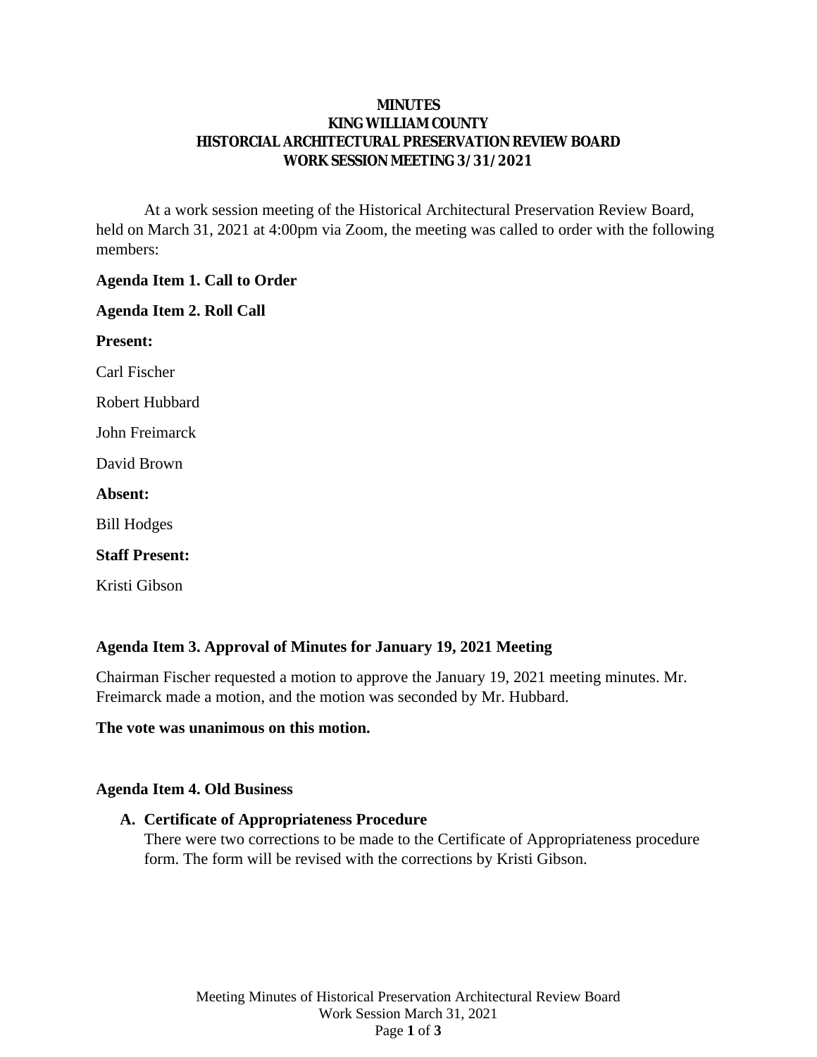# MINUTES
# KING WILLIAM COUNTY
# HISTORCIAL ARCHITECTURAL PRESERVATION REVIEW BOARD
# WORK SESSION MEETING 3/31/2021

At a work session meeting of the Historical Architectural Preservation Review Board, held on March 31, 2021 at 4:00pm via Zoom, the meeting was called to order with the following members:

**Agenda Item 1. Call to Order**

**Agenda Item 2. Roll Call**

**Present:**

Carl Fischer

Robert Hubbard

John Freimarck

David Brown

**Absent:**

Bill Hodges

**Staff Present:**

Kristi Gibson

**Agenda Item 3. Approval of Minutes for January 19, 2021 Meeting**

Chairman Fischer requested a motion to approve the January 19, 2021 meeting minutes. Mr. Freimarck made a motion, and the motion was seconded by Mr. Hubbard.

**The vote was unanimous on this motion.**

**Agenda Item 4. Old Business**

**A. Certificate of Appropriateness Procedure**
There were two corrections to be made to the Certificate of Appropriateness procedure form. The form will be revised with the corrections by Kristi Gibson.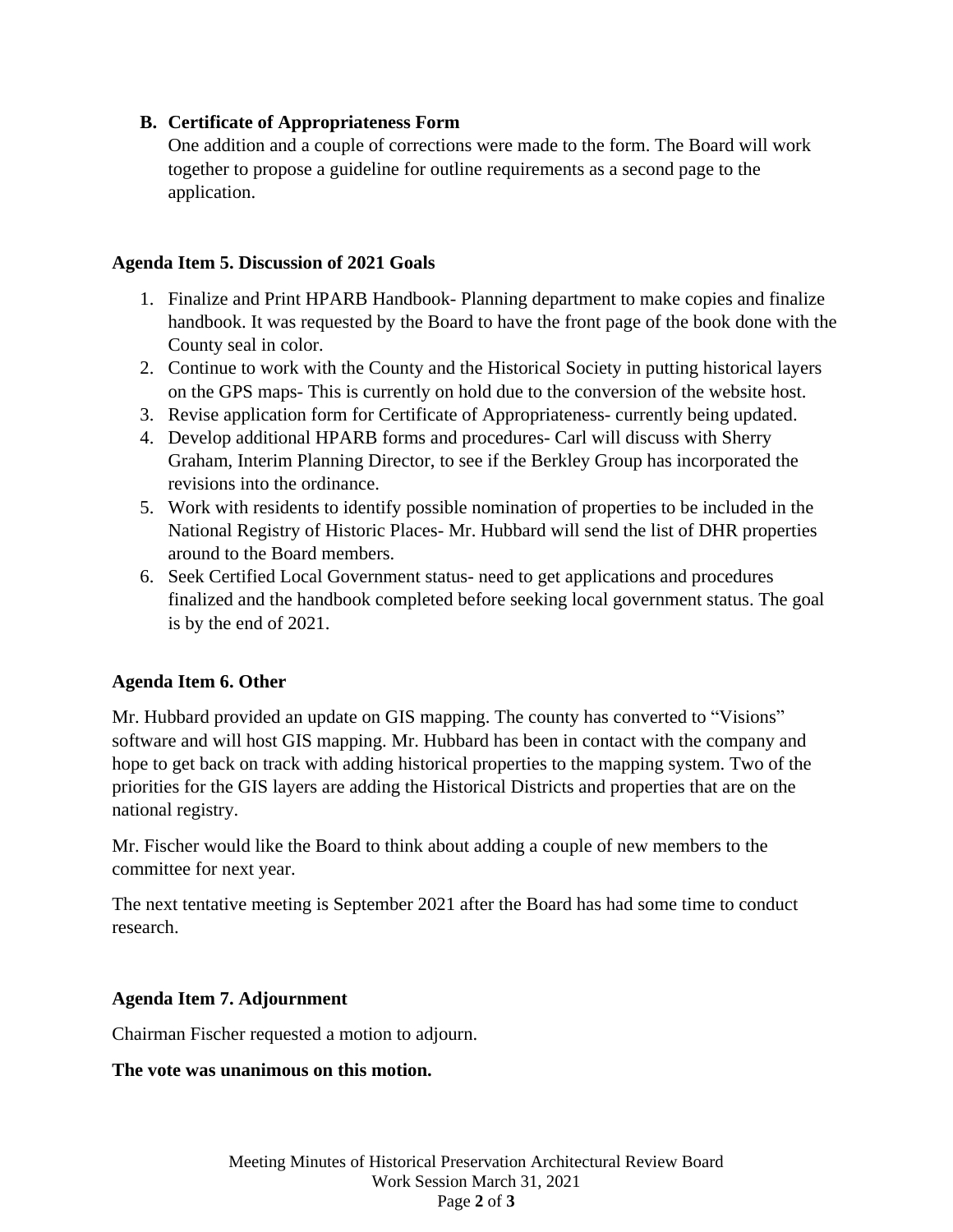**B. Certificate of Appropriateness Form**

One addition and a couple of corrections were made to the form. The Board will work together to propose a guideline for outline requirements as a second page to the application.

**Agenda Item 5. Discussion of 2021 Goals**

1. Finalize and Print HPARB Handbook- Planning department to make copies and finalize handbook. It was requested by the Board to have the front page of the book done with the County seal in color.
2. Continue to work with the County and the Historical Society in putting historical layers on the GPS maps- This is currently on hold due to the conversion of the website host.
3. Revise application form for Certificate of Appropriateness- currently being updated.
4. Develop additional HPARB forms and procedures- Carl will discuss with Sherry Graham, Interim Planning Director, to see if the Berkley Group has incorporated the revisions into the ordinance.
5. Work with residents to identify possible nomination of properties to be included in the National Registry of Historic Places- Mr. Hubbard will send the list of DHR properties around to the Board members.
6. Seek Certified Local Government status- need to get applications and procedures finalized and the handbook completed before seeking local government status. The goal is by the end of 2021.

**Agenda Item 6. Other**

Mr. Hubbard provided an update on GIS mapping. The county has converted to "Visions" software and will host GIS mapping. Mr. Hubbard has been in contact with the company and hope to get back on track with adding historical properties to the mapping system. Two of the priorities for the GIS layers are adding the Historical Districts and properties that are on the national registry.

Mr. Fischer would like the Board to think about adding a couple of new members to the committee for next year.

The next tentative meeting is September 2021 after the Board has had some time to conduct research.

**Agenda Item 7. Adjournment**

Chairman Fischer requested a motion to adjourn.

**The vote was unanimous on this motion.**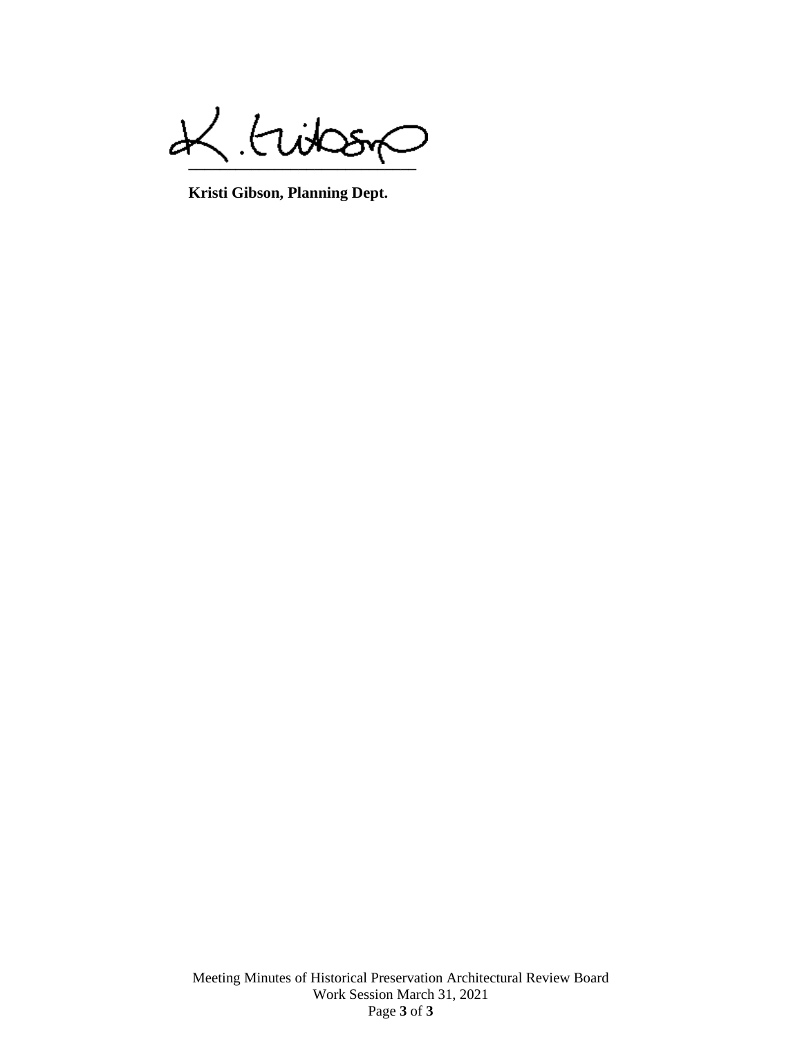K. Gibson

\_\_\_\_\_\_\_\_\_\_\_\_\_\_\_\_\_\_\_\_\_\_\_\_\_\_\_\_

**Kristi Gibson, Planning Dept.**